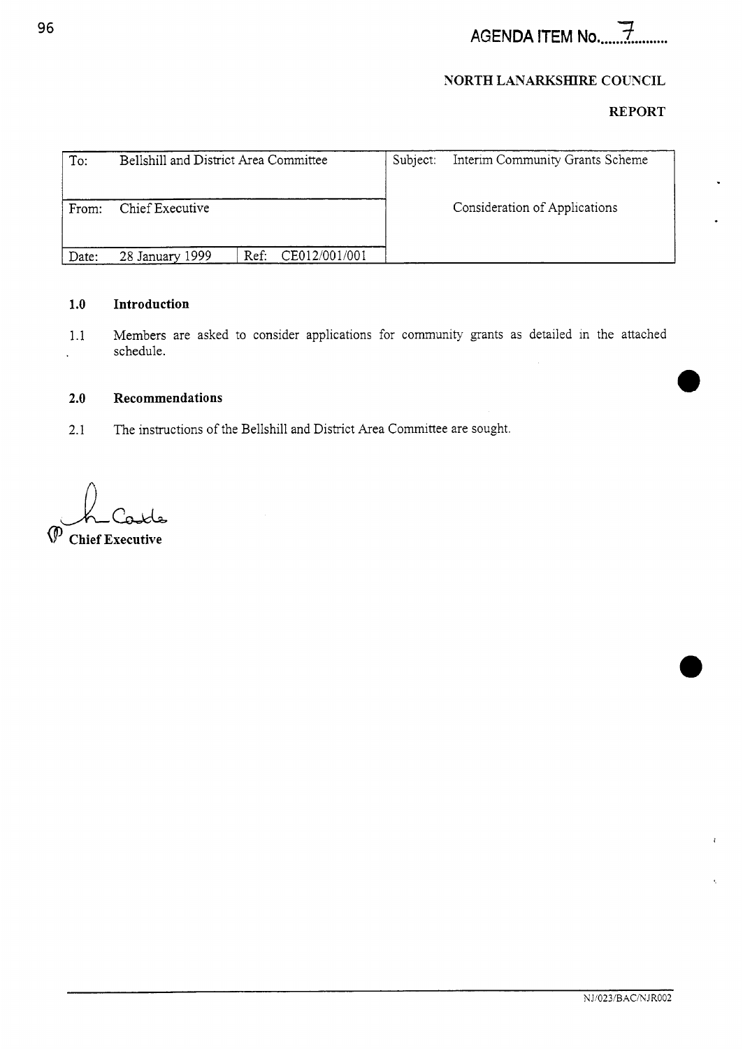**AGENDA ITEM No. 7**

**NORTH LANARKSHIRE COUNCIL**

**REPORT**

| To: | Bellshill and District Area Committee | | Subject: | Interim Community Grants Scheme |
|---|---|---|---|---|
| From: | Chief Executive | | | Consideration of Applications |
| Date: | 28 January 1999 | Ref: CE012/001/001 | | |

## 1.0 Introduction

1.1 Members are asked to consider applications for community grants as detailed in the attached schedule.

## 2.0 Recommendations

2.1 The instructions of the Bellshill and District Area Committee are sought.

**Chief Executive**

NJ/023/BAC/NJR002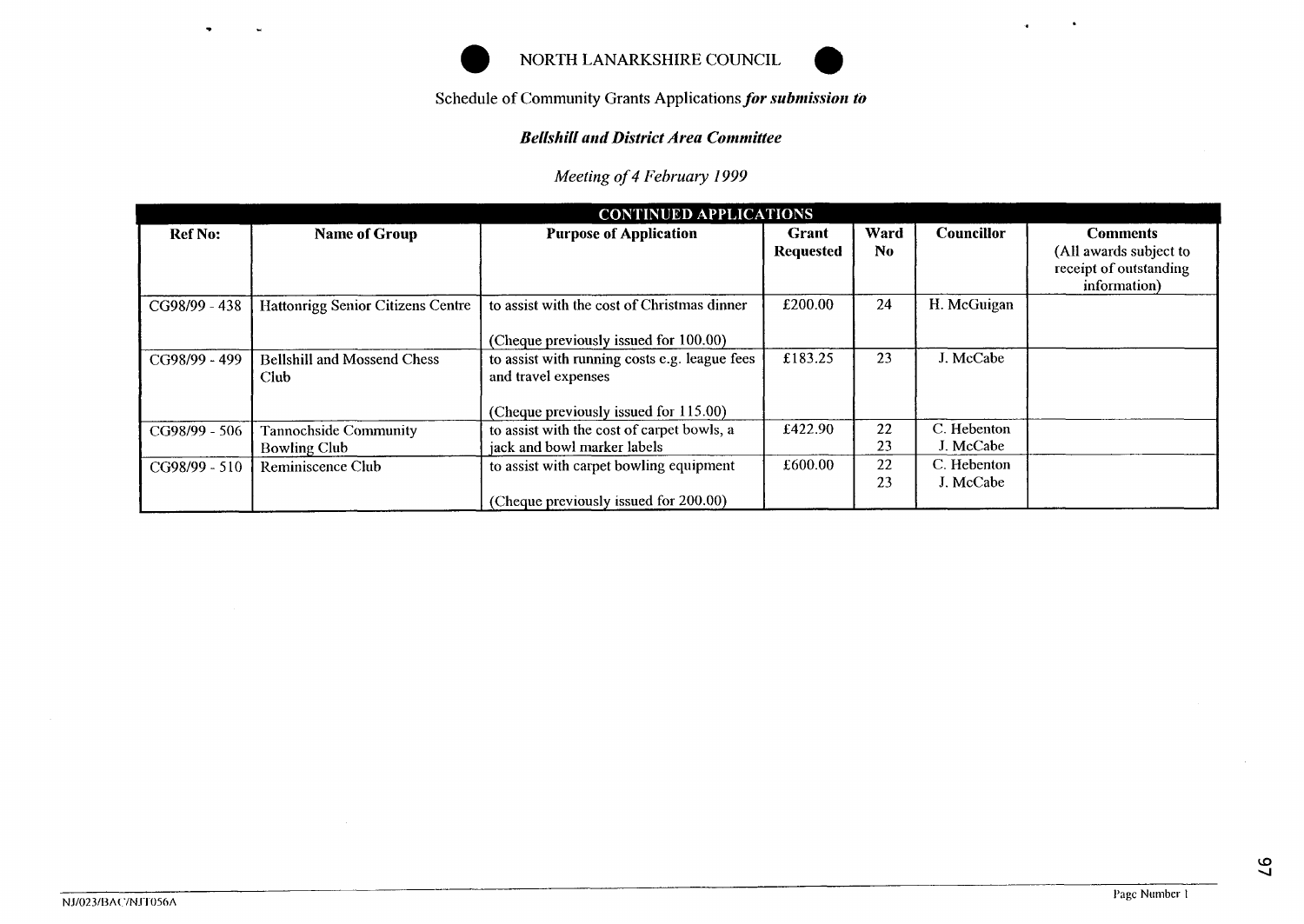NORTH LANARKSHIRE COUNCIL

Schedule of Community Grants Applications ***for submission to***

***Bellshill and District Area Committee***

*Meeting of 4 February 1999*

| CONTINUED APPLICATIONS | | | | | | |
|---|---|---|---|---|---|---|
| **Ref No:** | **Name of Group** | **Purpose of Application** | **Grant Requested** | **Ward No** | **Councillor** | **Comments** (All awards subject to receipt of outstanding information) |
| CG98/99 - 438 | Hattonrigg Senior Citizens Centre | to assist with the cost of Christmas dinner<br><br>(Cheque previously issued for 100.00) | £200.00 | 24 | H. McGuigan | |
| CG98/99 - 499 | Bellshill and Mossend Chess Club | to assist with running costs e.g. league fees and travel expenses<br><br>(Cheque previously issued for 115.00) | £183.25 | 23 | J. McCabe | |
| CG98/99 - 506 | Tannochside Community Bowling Club | to assist with the cost of carpet bowls, a jack and bowl marker labels | £422.90 | 22<br>23 | C. Hebenton<br>J. McCabe | |
| CG98/99 - 510 | Reminiscence Club | to assist with carpet bowling equipment<br><br>(Cheque previously issued for 200.00) | £600.00 | 22<br>23 | C. Hebenton<br>J. McCabe | |

NJ/023/BAC/NJT056A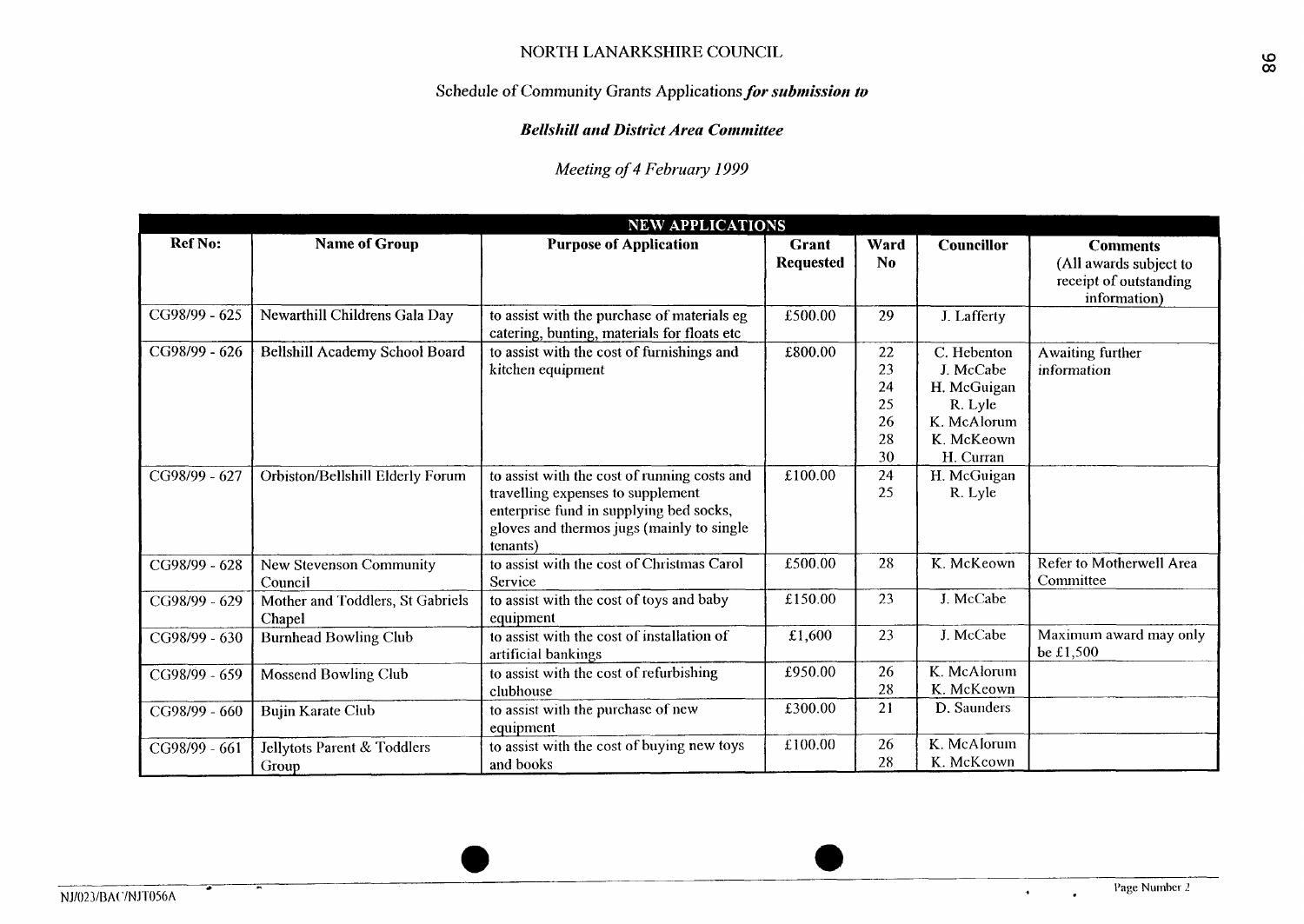NORTH LANARKSHIRE COUNCIL

Schedule of Community Grants Applications ***for submission to***

***Bellshill and District Area Committee***

*Meeting of 4 February 1999*

| NEW APPLICATIONS | | | | | | |
|---|---|---|---|---|---|---|
| **Ref No:** | **Name of Group** | **Purpose of Application** | **Grant Requested** | **Ward No** | **Councillor** | **Comments** (All awards subject to receipt of outstanding information) |
| CG98/99 - 625 | Newarthill Childrens Gala Day | to assist with the purchase of materials eg catering, bunting, materials for floats etc | £500.00 | 29 | J. Lafferty | |
| CG98/99 - 626 | Bellshill Academy School Board | to assist with the cost of furnishings and kitchen equipment | £800.00 | 22<br>23<br>24<br>25<br>26<br>28<br>30 | C. Hebenton<br>J. McCabe<br>H. McGuigan<br>R. Lyle<br>K. McAlorum<br>K. McKeown<br>H. Curran | Awaiting further information |
| CG98/99 - 627 | Orbiston/Bellshill Elderly Forum | to assist with the cost of running costs and travelling expenses to supplement enterprise fund in supplying bed socks, gloves and thermos jugs (mainly to single tenants) | £100.00 | 24<br>25 | H. McGuigan<br>R. Lyle | |
| CG98/99 - 628 | New Stevenson Community Council | to assist with the cost of Christmas Carol Service | £500.00 | 28 | K. McKeown | Refer to Motherwell Area Committee |
| CG98/99 - 629 | Mother and Toddlers, St Gabriels Chapel | to assist with the cost of toys and baby equipment | £150.00 | 23 | J. McCabe | |
| CG98/99 - 630 | Burnhead Bowling Club | to assist with the cost of installation of artificial bankings | £1,600 | 23 | J. McCabe | Maximum award may only be £1,500 |
| CG98/99 - 659 | Mossend Bowling Club | to assist with the cost of refurbishing clubhouse | £950.00 | 26<br>28 | K. McAlorum<br>K. McKeown | |
| CG98/99 - 660 | Bujin Karate Club | to assist with the purchase of new equipment | £300.00 | 21 | D. Saunders | |
| CG98/99 - 661 | Jellytots Parent & Toddlers Group | to assist with the cost of buying new toys and books | £100.00 | 26<br>28 | K. McAlorum<br>K. McKeown | |

NJ/023/BAC/NJT056A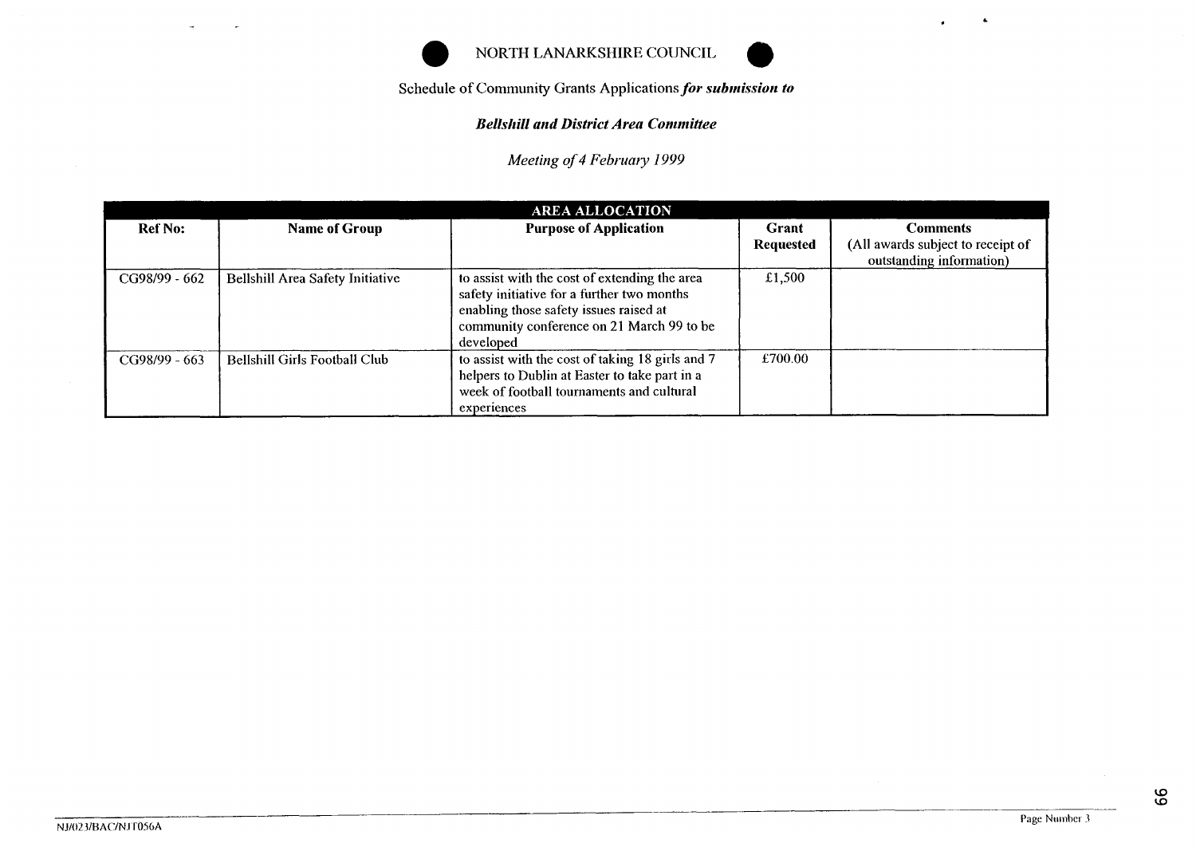NORTH LANARKSHIRE COUNCIL

Schedule of Community Grants Applications ***for submission to***

***Bellshill and District Area Committee***

*Meeting of 4 February 1999*

| AREA ALLOCATION | | | | |
|---|---|---|---|---|
| **Ref No:** | **Name of Group** | **Purpose of Application** | **Grant Requested** | **Comments** (All awards subject to receipt of outstanding information) |
| CG98/99 - 662 | Bellshill Area Safety Initiative | to assist with the cost of extending the area safety initiative for a further two months enabling those safety issues raised at community conference on 21 March 99 to be developed | £1,500 | |
| CG98/99 - 663 | Bellshill Girls Football Club | to assist with the cost of taking 18 girls and 7 helpers to Dublin at Easter to take part in a week of football tournaments and cultural experiences | £700.00 | |

NJ/023/BAC/NJT056A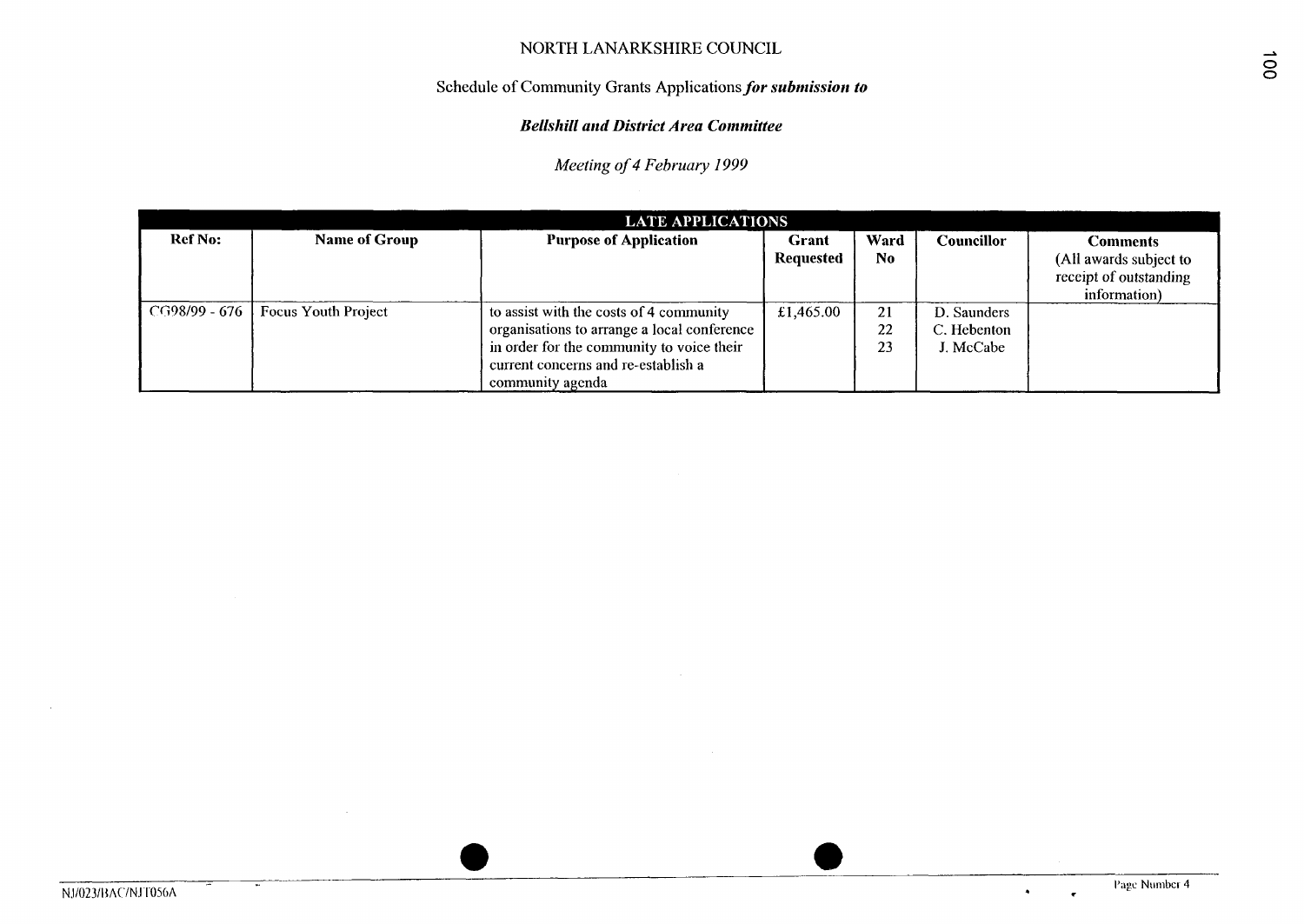NORTH LANARKSHIRE COUNCIL

Schedule of Community Grants Applications ***for submission to***

***Bellshill and District Area Committee***

*Meeting of 4 February 1999*

| LATE APPLICATIONS | | | | | | |
|---|---|---|---|---|---|---|
| **Ref No:** | **Name of Group** | **Purpose of Application** | **Grant Requested** | **Ward No** | **Councillor** | **Comments** (All awards subject to receipt of outstanding information) |
| CG98/99 - 676 | Focus Youth Project | to assist with the costs of 4 community organisations to arrange a local conference in order for the community to voice their current concerns and re-establish a community agenda | £1,465.00 | 21<br>22<br>23 | D. Saunders<br>C. Hebenton<br>J. McCabe | |

NJ/023/BAC/NJT056A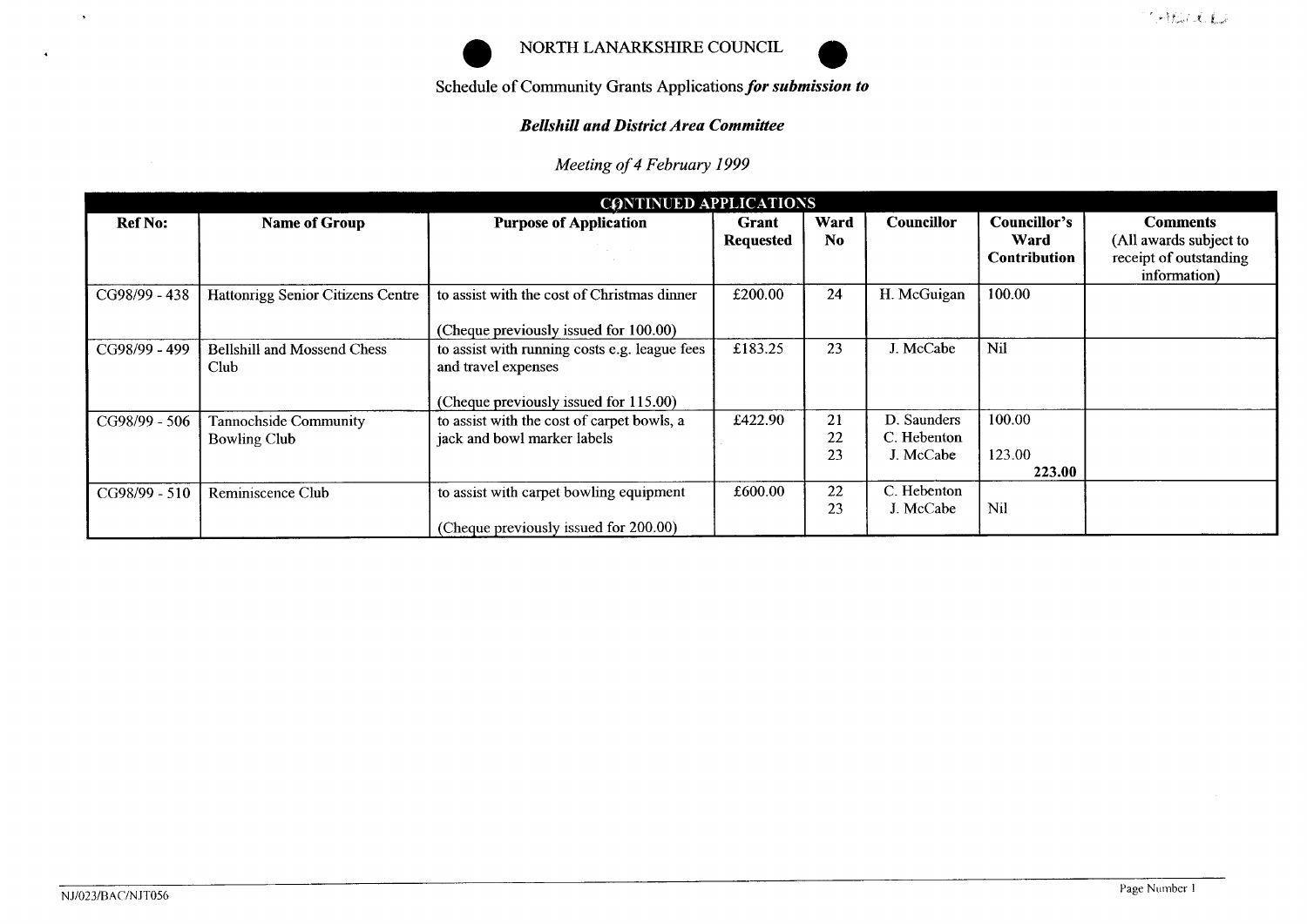NORTH LANARKSHIRE COUNCIL

Schedule of Community Grants Applications ***for submission to***

***Bellshill and District Area Committee***

*Meeting of 4 February 1999*

| CONTINUED APPLICATIONS | | | | | | | |
|---|---|---|---|---|---|---|---|
| **Ref No:** | **Name of Group** | **Purpose of Application** | **Grant Requested** | **Ward No** | **Councillor** | **Councillor's Ward Contribution** | **Comments** (All awards subject to receipt of outstanding information) |
| CG98/99 - 438 | Hattonrigg Senior Citizens Centre | to assist with the cost of Christmas dinner<br><br>(Cheque previously issued for 100.00) | £200.00 | 24 | H. McGuigan | 100.00 | |
| CG98/99 - 499 | Bellshill and Mossend Chess Club | to assist with running costs e.g. league fees and travel expenses<br><br>(Cheque previously issued for 115.00) | £183.25 | 23 | J. McCabe | Nil | |
| CG98/99 - 506 | Tannochside Community Bowling Club | to assist with the cost of carpet bowls, a jack and bowl marker labels | £422.90 | 21<br>22<br>23 | D. Saunders<br>C. Hebenton<br>J. McCabe | 100.00<br><br>123.00<br>**223.00** | |
| CG98/99 - 510 | Reminiscence Club | to assist with carpet bowling equipment<br><br>(Cheque previously issued for 200.00) | £600.00 | 22<br>23 | C. Hebenton<br>J. McCabe | Nil | |

NJ/023/BAC/NJT056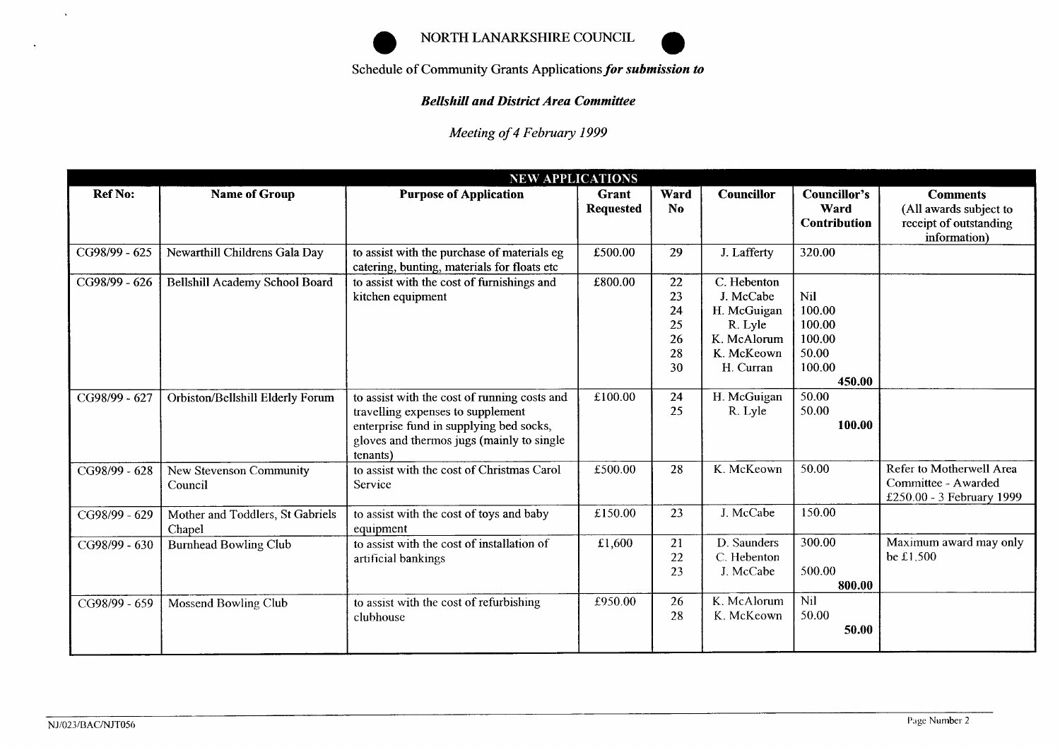NORTH LANARKSHIRE COUNCIL

Schedule of Community Grants Applications ***for submission to***

***Bellshill and District Area Committee***

*Meeting of 4 February 1999*

| NEW APPLICATIONS | | | | | | | |
|---|---|---|---|---|---|---|---|
| **Ref No:** | **Name of Group** | **Purpose of Application** | **Grant Requested** | **Ward No** | **Councillor** | **Councillor's Ward Contribution** | **Comments** (All awards subject to receipt of outstanding information) |
| CG98/99 - 625 | Newarthill Childrens Gala Day | to assist with the purchase of materials eg catering, bunting, materials for floats etc | £500.00 | 29 | J. Lafferty | 320.00 | |
| CG98/99 - 626 | Bellshill Academy School Board | to assist with the cost of furnishings and kitchen equipment | £800.00 | 22<br>23<br>24<br>25<br>26<br>28<br>30 | C. Hebenton<br>J. McCabe<br>H. McGuigan<br>R. Lyle<br>K. McAlorum<br>K. McKeown<br>H. Curran | <br>Nil<br>100.00<br>100.00<br>100.00<br>50.00<br>100.00<br>**450.00** | |
| CG98/99 - 627 | Orbiston/Bellshill Elderly Forum | to assist with the cost of running costs and travelling expenses to supplement enterprise fund in supplying bed socks, gloves and thermos jugs (mainly to single tenants) | £100.00 | 24<br>25 | H. McGuigan<br>R. Lyle | 50.00<br>50.00<br>**100.00** | |
| CG98/99 - 628 | New Stevenson Community Council | to assist with the cost of Christmas Carol Service | £500.00 | 28 | K. McKeown | 50.00 | Refer to Motherwell Area Committee - Awarded £250.00 - 3 February 1999 |
| CG98/99 - 629 | Mother and Toddlers, St Gabriels Chapel | to assist with the cost of toys and baby equipment | £150.00 | 23 | J. McCabe | 150.00 | |
| CG98/99 - 630 | Burnhead Bowling Club | to assist with the cost of installation of artificial bankings | £1,600 | 21<br>22<br>23 | D. Saunders<br>C. Hebenton<br>J. McCabe | 300.00<br><br>500.00<br>**800.00** | Maximum award may only be £1,500 |
| CG98/99 - 659 | Mossend Bowling Club | to assist with the cost of refurbishing clubhouse | £950.00 | 26<br>28 | K. McAlorum<br>K. McKeown | Nil<br>50.00<br>**50.00** | |

NJ/023/BAC/NJT056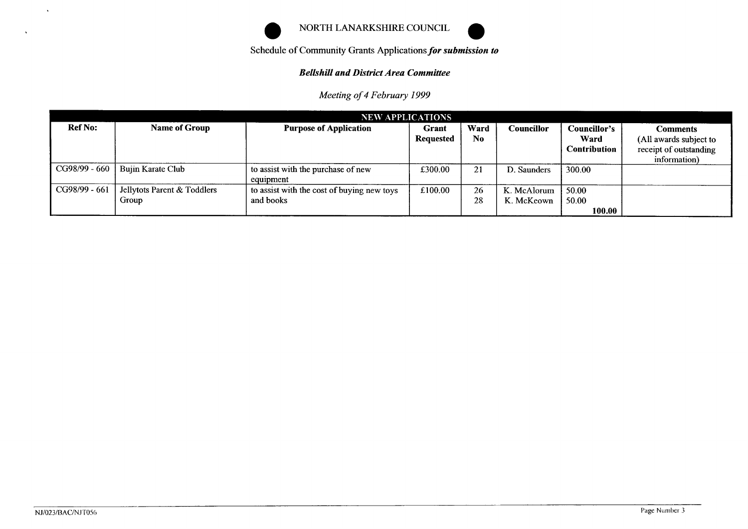NORTH LANARKSHIRE COUNCIL

Schedule of Community Grants Applications ***for submission to***

***Bellshill and District Area Committee***

*Meeting of 4 February 1999*

| NEW APPLICATIONS | | | | | | | |
|---|---|---|---|---|---|---|---|
| **Ref No:** | **Name of Group** | **Purpose of Application** | **Grant Requested** | **Ward No** | **Councillor** | **Councillor's Ward Contribution** | **Comments** (All awards subject to receipt of outstanding information) |
| CG98/99 - 660 | Bujin Karate Club | to assist with the purchase of new equipment | £300.00 | 21 | D. Saunders | 300.00 | |
| CG98/99 - 661 | Jellytots Parent & Toddlers Group | to assist with the cost of buying new toys and books | £100.00 | 26<br>28 | K. McAlorum<br>K. McKeown | 50.00<br>50.00<br>**100.00** | |

NJ/023/BAC/NJT056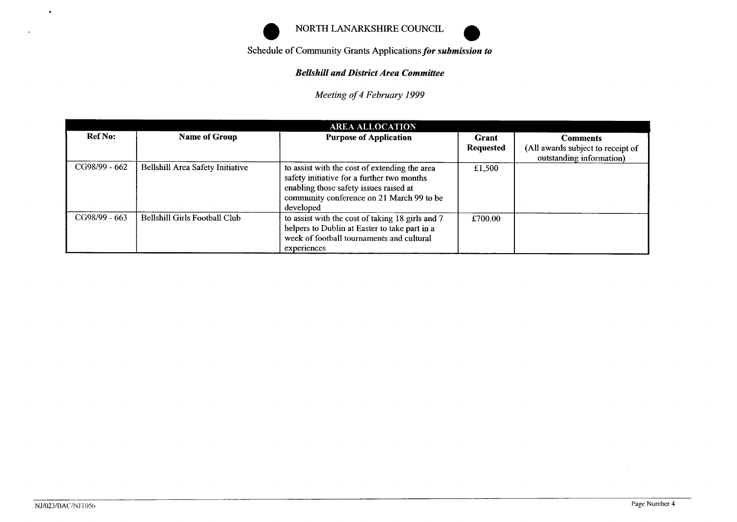NORTH LANARKSHIRE COUNCIL

Schedule of Community Grants Applications ***for submission to***

***Bellshill and District Area Committee***

*Meeting of 4 February 1999*

| AREA ALLOCATION | | | | |
|---|---|---|---|---|
| **Ref No:** | **Name of Group** | **Purpose of Application** | **Grant Requested** | **Comments** (All awards subject to receipt of outstanding information) |
| CG98/99 - 662 | Bellshill Area Safety Initiative | to assist with the cost of extending the area safety initiative for a further two months enabling those safety issues raised at community conference on 21 March 99 to be developed | £1,500 | |
| CG98/99 - 663 | Bellshill Girls Football Club | to assist with the cost of taking 18 girls and 7 helpers to Dublin at Easter to take part in a week of football tournaments and cultural experiences | £700.00 | |

NJ/023/BAC/NJT056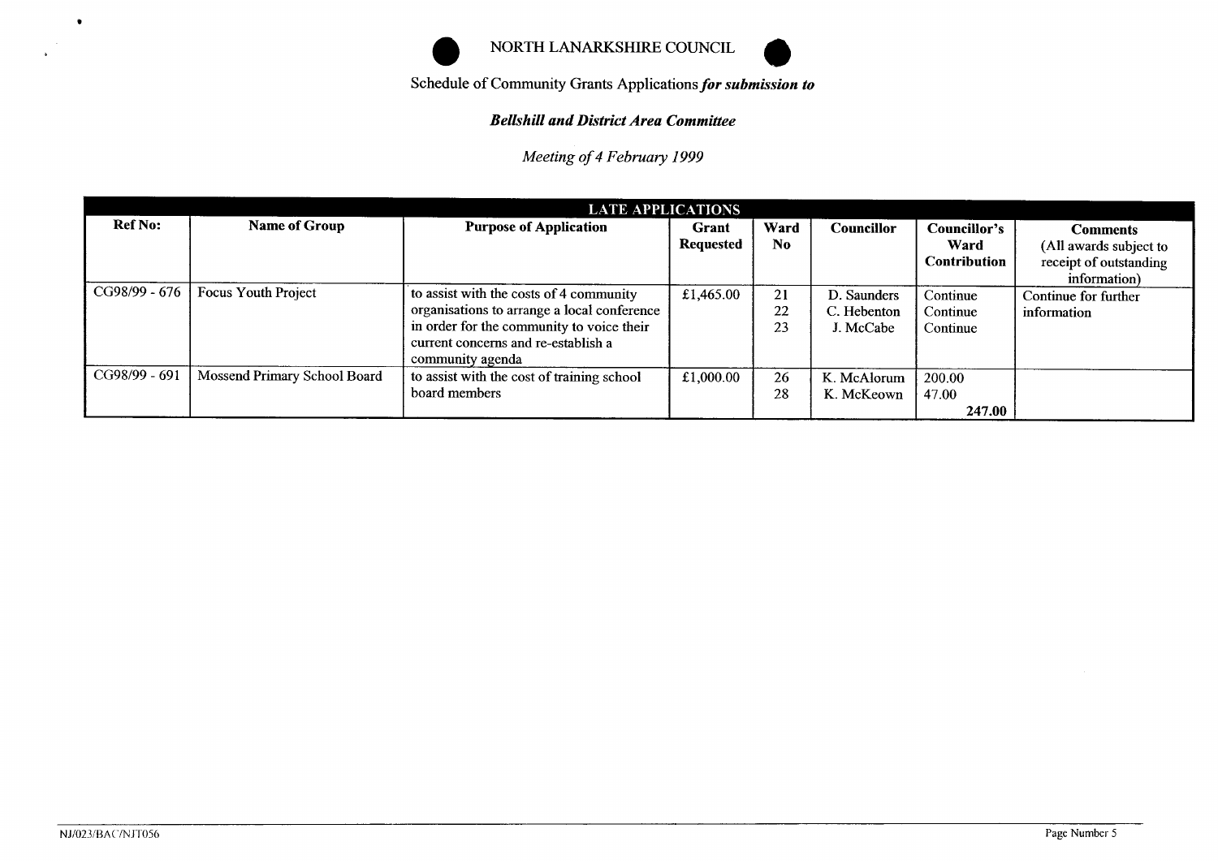NORTH LANARKSHIRE COUNCIL

Schedule of Community Grants Applications ***for submission to***

***Bellshill and District Area Committee***

*Meeting of 4 February 1999*

| LATE APPLICATIONS | | | | | | | |
|---|---|---|---|---|---|---|---|
| **Ref No:** | **Name of Group** | **Purpose of Application** | **Grant Requested** | **Ward No** | **Councillor** | **Councillor's Ward Contribution** | **Comments** (All awards subject to receipt of outstanding information) |
| CG98/99 - 676 | Focus Youth Project | to assist with the costs of 4 community organisations to arrange a local conference in order for the community to voice their current concerns and re-establish a community agenda | £1,465.00 | 21<br>22<br>23 | D. Saunders<br>C. Hebenton<br>J. McCabe | Continue<br>Continue<br>Continue | Continue for further information |
| CG98/99 - 691 | Mossend Primary School Board | to assist with the cost of training school board members | £1,000.00 | 26<br>28 | K. McAlorum<br>K. McKeown | 200.00<br>47.00<br>**247.00** | |

NJ/023/BAC/NJT056